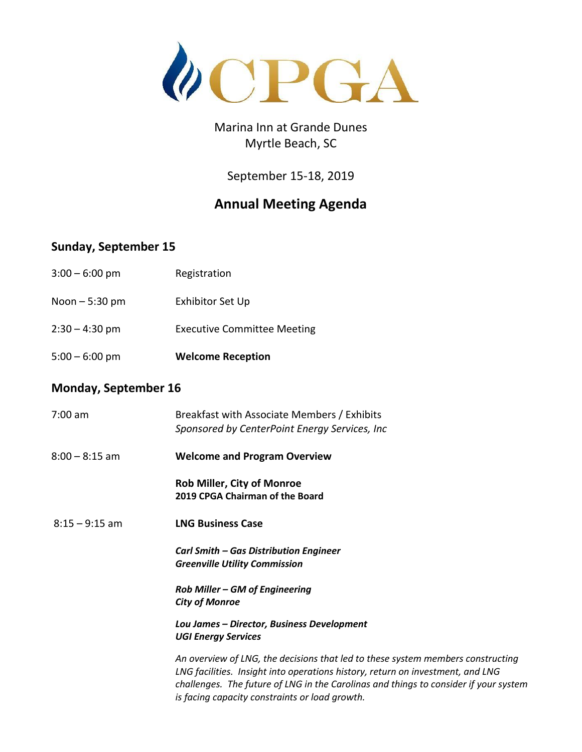# CPGA

Marina Inn at Grande Dunes
Myrtle Beach, SC

September 15-18, 2019

## Annual Meeting Agenda

### Sunday, September 15

3:00 – 6:00 pm Registration

Noon – 5:30 pm Exhibitor Set Up

2:30 – 4:30 pm Executive Committee Meeting

5:00 – 6:00 pm **Welcome Reception**

### Monday, September 16

7:00 am Breakfast with Associate Members / Exhibits
*Sponsored by CenterPoint Energy Services, Inc*

8:00 – 8:15 am **Welcome and Program Overview**

**Rob Miller, City of Monroe**
**2019 CPGA Chairman of the Board**

8:15 – 9:15 am **LNG Business Case**

***Carl Smith – Gas Distribution Engineer***
***Greenville Utility Commission***

***Rob Miller – GM of Engineering***
***City of Monroe***

***Lou James – Director, Business Development***
***UGI Energy Services***

*An overview of LNG, the decisions that led to these system members constructing LNG facilities. Insight into operations history, return on investment, and LNG challenges. The future of LNG in the Carolinas and things to consider if your system is facing capacity constraints or load growth.*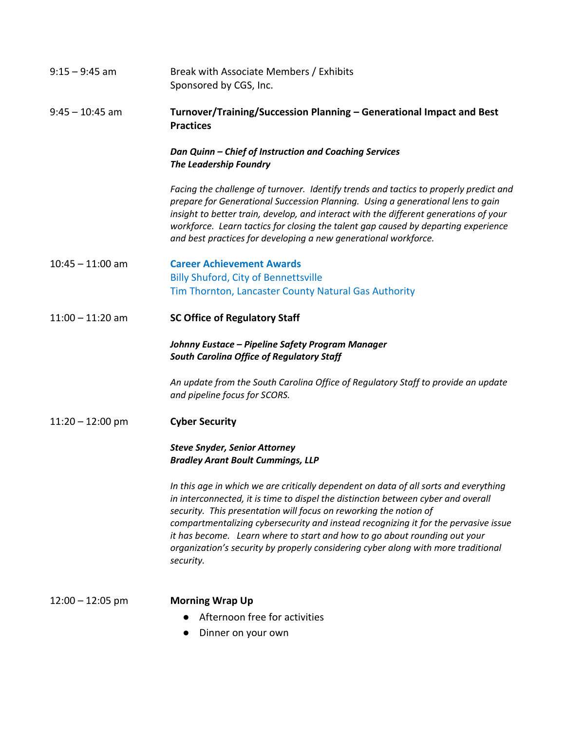9:15 – 9:45 am

Break with Associate Members / Exhibits
Sponsored by CGS, Inc.

9:45 – 10:45 am

**Turnover/Training/Succession Planning – Generational Impact and Best Practices**

***Dan Quinn – Chief of Instruction and Coaching Services***
***The Leadership Foundry***

*Facing the challenge of turnover. Identify trends and tactics to properly predict and prepare for Generational Succession Planning. Using a generational lens to gain insight to better train, develop, and interact with the different generations of your workforce. Learn tactics for closing the talent gap caused by departing experience and best practices for developing a new generational workforce.*

10:45 – 11:00 am

**Career Achievement Awards**
Billy Shuford, City of Bennettsville
Tim Thornton, Lancaster County Natural Gas Authority

11:00 – 11:20 am

**SC Office of Regulatory Staff**

***Johnny Eustace – Pipeline Safety Program Manager***
***South Carolina Office of Regulatory Staff***

*An update from the South Carolina Office of Regulatory Staff to provide an update and pipeline focus for SCORS.*

11:20 – 12:00 pm

**Cyber Security**

***Steve Snyder, Senior Attorney***
***Bradley Arant Boult Cummings, LLP***

*In this age in which we are critically dependent on data of all sorts and everything in interconnected, it is time to dispel the distinction between cyber and overall security. This presentation will focus on reworking the notion of compartmentalizing cybersecurity and instead recognizing it for the pervasive issue it has become. Learn where to start and how to go about rounding out your organization's security by properly considering cyber along with more traditional security.*

12:00 – 12:05 pm

**Morning Wrap Up**

- Afternoon free for activities
- Dinner on your own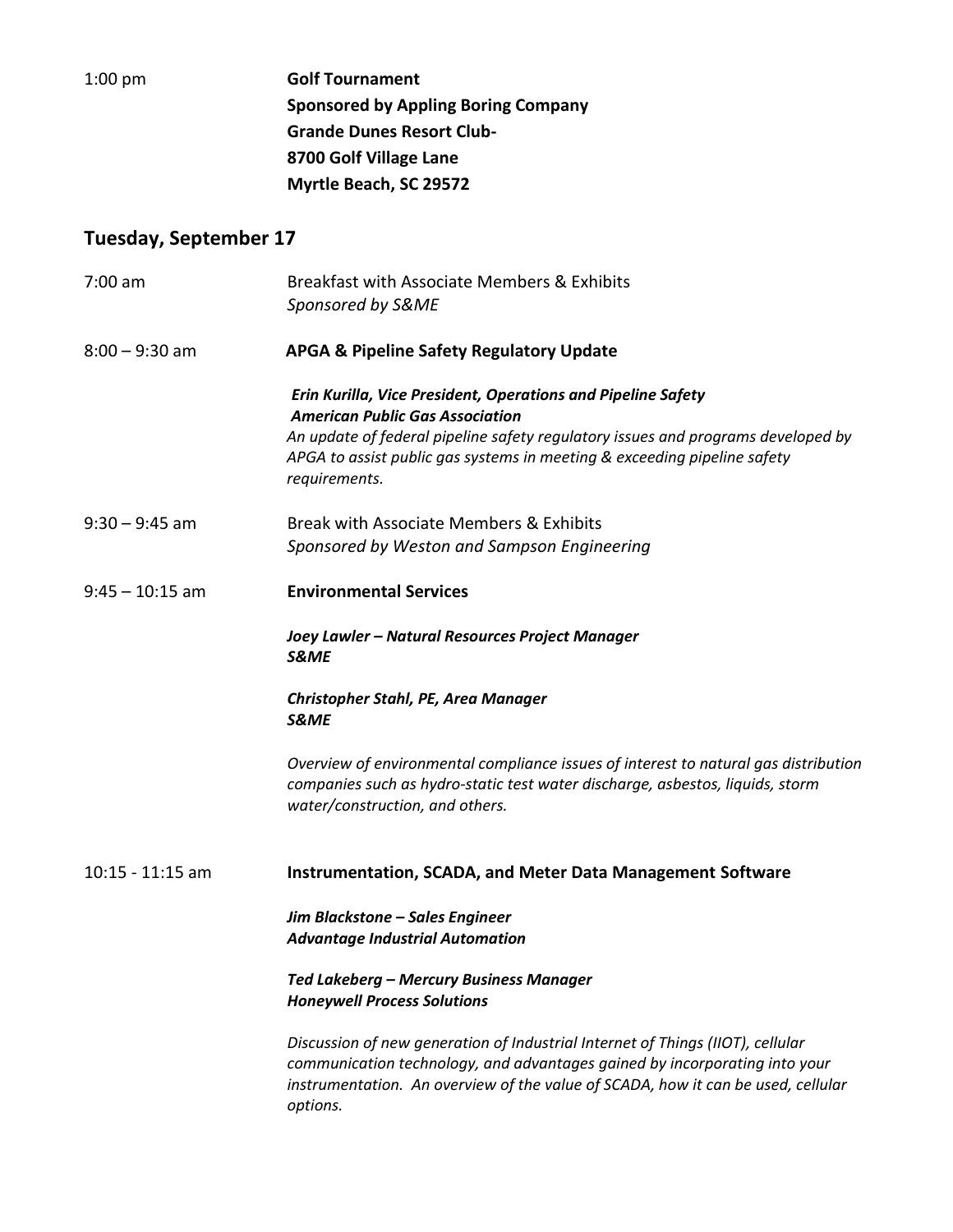1:00 pm **Golf Tournament**
**Sponsored by Appling Boring Company**
**Grande Dunes Resort Club-**
**8700 Golf Village Lane**
**Myrtle Beach, SC 29572**

## Tuesday, September 17

7:00 am Breakfast with Associate Members & Exhibits
*Sponsored by S&ME*

8:00 – 9:30 am **APGA & Pipeline Safety Regulatory Update**

***Erin Kurilla, Vice President, Operations and Pipeline Safety***
***American Public Gas Association***
*An update of federal pipeline safety regulatory issues and programs developed by APGA to assist public gas systems in meeting & exceeding pipeline safety requirements.*

9:30 – 9:45 am Break with Associate Members & Exhibits
*Sponsored by Weston and Sampson Engineering*

9:45 – 10:15 am **Environmental Services**

***Joey Lawler – Natural Resources Project Manager***
***S&ME***

***Christopher Stahl, PE, Area Manager***
***S&ME***

*Overview of environmental compliance issues of interest to natural gas distribution companies such as hydro-static test water discharge, asbestos, liquids, storm water/construction, and others.*

10:15 - 11:15 am **Instrumentation, SCADA, and Meter Data Management Software**

***Jim Blackstone – Sales Engineer***
***Advantage Industrial Automation***

***Ted Lakeberg – Mercury Business Manager***
***Honeywell Process Solutions***

*Discussion of new generation of Industrial Internet of Things (IIOT), cellular communication technology, and advantages gained by incorporating into your instrumentation. An overview of the value of SCADA, how it can be used, cellular options.*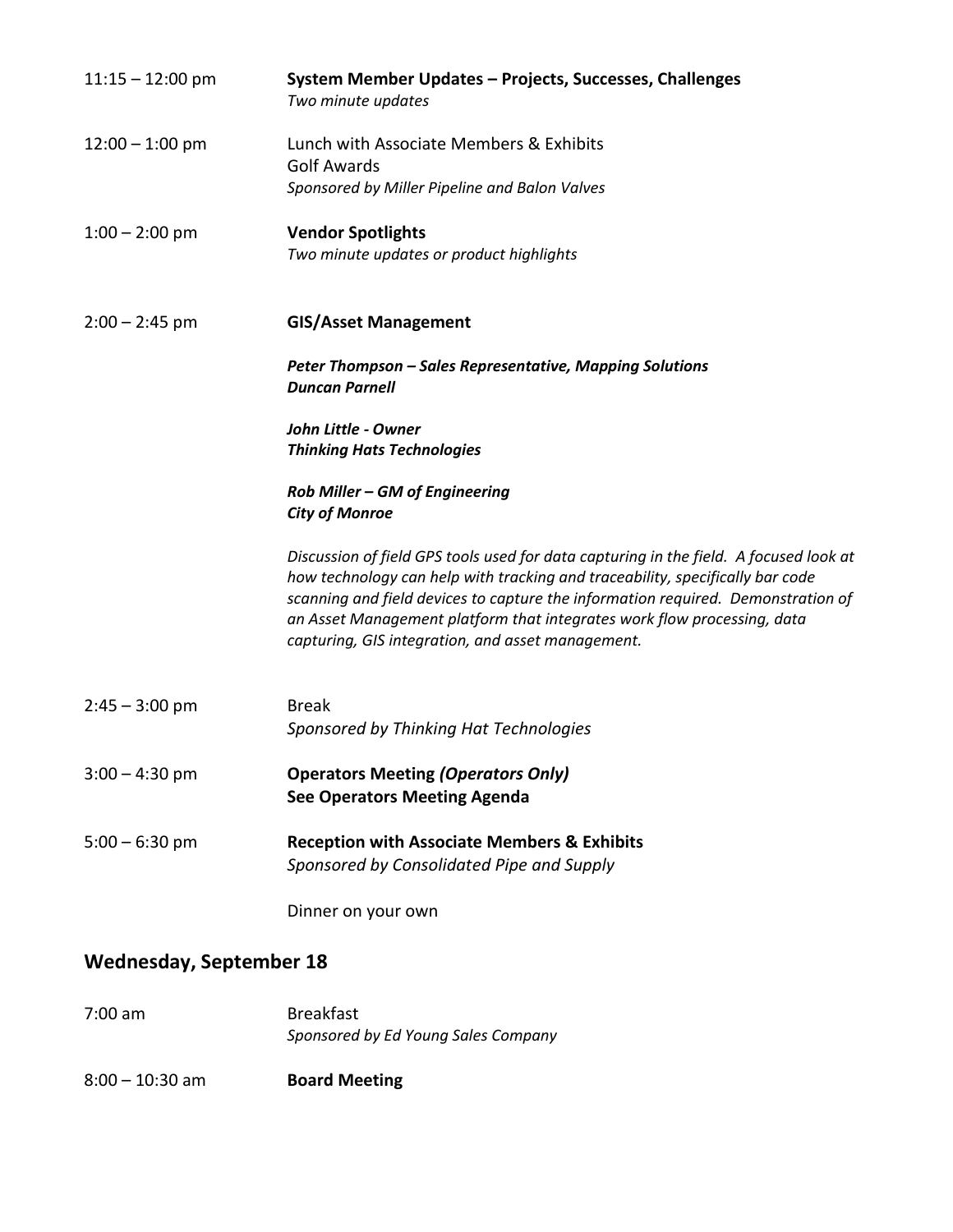11:15 – 12:00 pm **System Member Updates – Projects, Successes, Challenges**
*Two minute updates*

12:00 – 1:00 pm Lunch with Associate Members & Exhibits
Golf Awards
*Sponsored by Miller Pipeline and Balon Valves*

1:00 – 2:00 pm **Vendor Spotlights**
*Two minute updates or product highlights*

2:00 – 2:45 pm **GIS/Asset Management**

***Peter Thompson – Sales Representative, Mapping Solutions***
***Duncan Parnell***

***John Little - Owner***
***Thinking Hats Technologies***

***Rob Miller – GM of Engineering***
***City of Monroe***

*Discussion of field GPS tools used for data capturing in the field. A focused look at how technology can help with tracking and traceability, specifically bar code scanning and field devices to capture the information required. Demonstration of an Asset Management platform that integrates work flow processing, data capturing, GIS integration, and asset management.*

2:45 – 3:00 pm Break
*Sponsored by Thinking Hat Technologies*

3:00 – 4:30 pm **Operators Meeting *(Operators Only)***
**See Operators Meeting Agenda**

5:00 – 6:30 pm **Reception with Associate Members & Exhibits**
*Sponsored by Consolidated Pipe and Supply*

Dinner on your own

## Wednesday, September 18

7:00 am Breakfast
*Sponsored by Ed Young Sales Company*

8:00 – 10:30 am **Board Meeting**